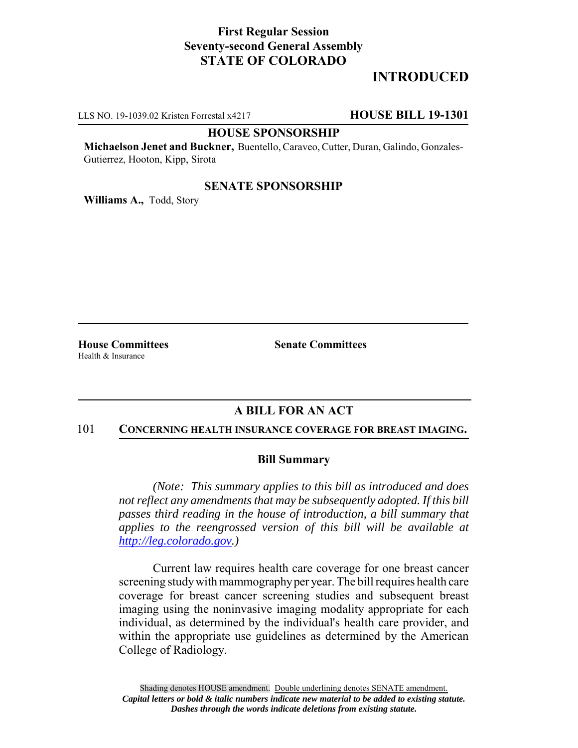**First Regular Session**
**Seventy-second General Assembly**
**STATE OF COLORADO**

## INTRODUCTED

LLS NO. 19-1039.02 Kristen Forrestal x4217 **HOUSE BILL 19-1301**

**HOUSE SPONSORSHIP**

**Michaelson Jenet and Buckner,** Buentello, Caraveo, Cutter, Duran, Galindo, Gonzales-Gutierrez, Hooton, Kipp, Sirota

**SENATE SPONSORSHIP**

**Williams A.,** Todd, Story

**House Committees**
Health & Insurance

**Senate Committees**

## A BILL FOR AN ACT

101 **CONCERNING HEALTH INSURANCE COVERAGE FOR BREAST IMAGING.**

### Bill Summary

*(Note: This summary applies to this bill as introduced and does not reflect any amendments that may be subsequently adopted. If this bill passes third reading in the house of introduction, a bill summary that applies to the reengrossed version of this bill will be available at http://leg.colorado.gov.)*

Current law requires health care coverage for one breast cancer screening study with mammography per year. The bill requires health care coverage for breast cancer screening studies and subsequent breast imaging using the noninvasive imaging modality appropriate for each individual, as determined by the individual's health care provider, and within the appropriate use guidelines as determined by the American College of Radiology.

Shading denotes HOUSE amendment. Double underlining denotes SENATE amendment.
***Capital letters or bold & italic numbers indicate new material to be added to existing statute.***
***Dashes through the words indicate deletions from existing statute.***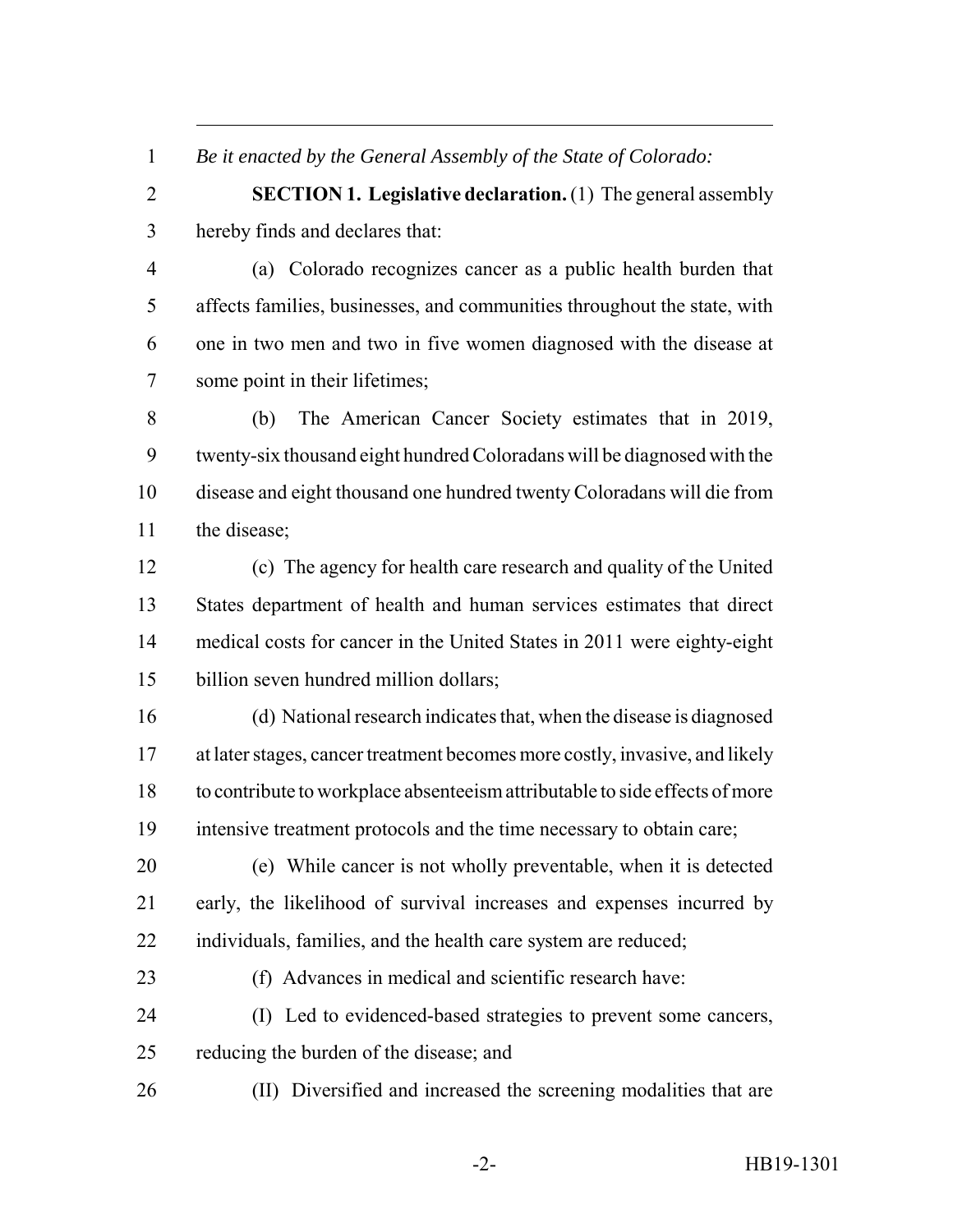*Be it enacted by the General Assembly of the State of Colorado:*

**SECTION 1. Legislative declaration.** (1) The general assembly hereby finds and declares that:

(a) Colorado recognizes cancer as a public health burden that affects families, businesses, and communities throughout the state, with one in two men and two in five women diagnosed with the disease at some point in their lifetimes;

(b) The American Cancer Society estimates that in 2019, twenty-six thousand eight hundred Coloradans will be diagnosed with the disease and eight thousand one hundred twenty Coloradans will die from the disease;

(c) The agency for health care research and quality of the United States department of health and human services estimates that direct medical costs for cancer in the United States in 2011 were eighty-eight billion seven hundred million dollars;

(d) National research indicates that, when the disease is diagnosed at later stages, cancer treatment becomes more costly, invasive, and likely to contribute to workplace absenteeism attributable to side effects of more intensive treatment protocols and the time necessary to obtain care;

(e) While cancer is not wholly preventable, when it is detected early, the likelihood of survival increases and expenses incurred by individuals, families, and the health care system are reduced;

(f) Advances in medical and scientific research have:

(I) Led to evidenced-based strategies to prevent some cancers, reducing the burden of the disease; and

(II) Diversified and increased the screening modalities that are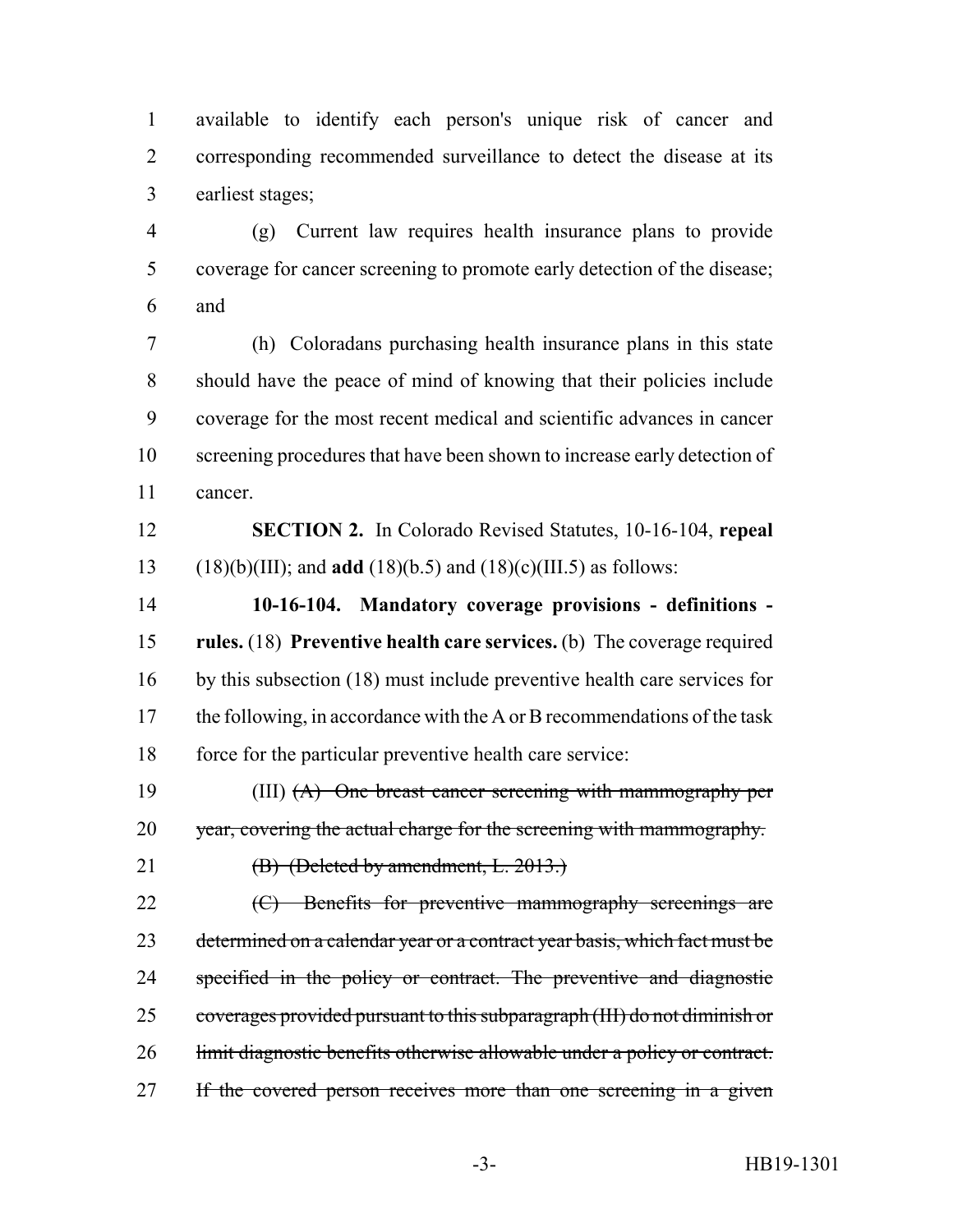available to identify each person's unique risk of cancer and corresponding recommended surveillance to detect the disease at its earliest stages;

(g) Current law requires health insurance plans to provide coverage for cancer screening to promote early detection of the disease; and

(h) Coloradans purchasing health insurance plans in this state should have the peace of mind of knowing that their policies include coverage for the most recent medical and scientific advances in cancer screening procedures that have been shown to increase early detection of cancer.

**SECTION 2.** In Colorado Revised Statutes, 10-16-104, **repeal** (18)(b)(III); and **add** (18)(b.5) and (18)(c)(III.5) as follows:

**10-16-104. Mandatory coverage provisions - definitions - rules.** (18) **Preventive health care services.** (b) The coverage required by this subsection (18) must include preventive health care services for the following, in accordance with the A or B recommendations of the task force for the particular preventive health care service:

(III) ~~(A) One breast cancer screening with mammography per year, covering the actual charge for the screening with mammography.~~

~~(B) (Deleted by amendment, L. 2013.)~~

~~(C) Benefits for preventive mammography screenings are determined on a calendar year or a contract year basis, which fact must be specified in the policy or contract. The preventive and diagnostic coverages provided pursuant to this subparagraph (III) do not diminish or limit diagnostic benefits otherwise allowable under a policy or contract. If the covered person receives more than one screening in a given~~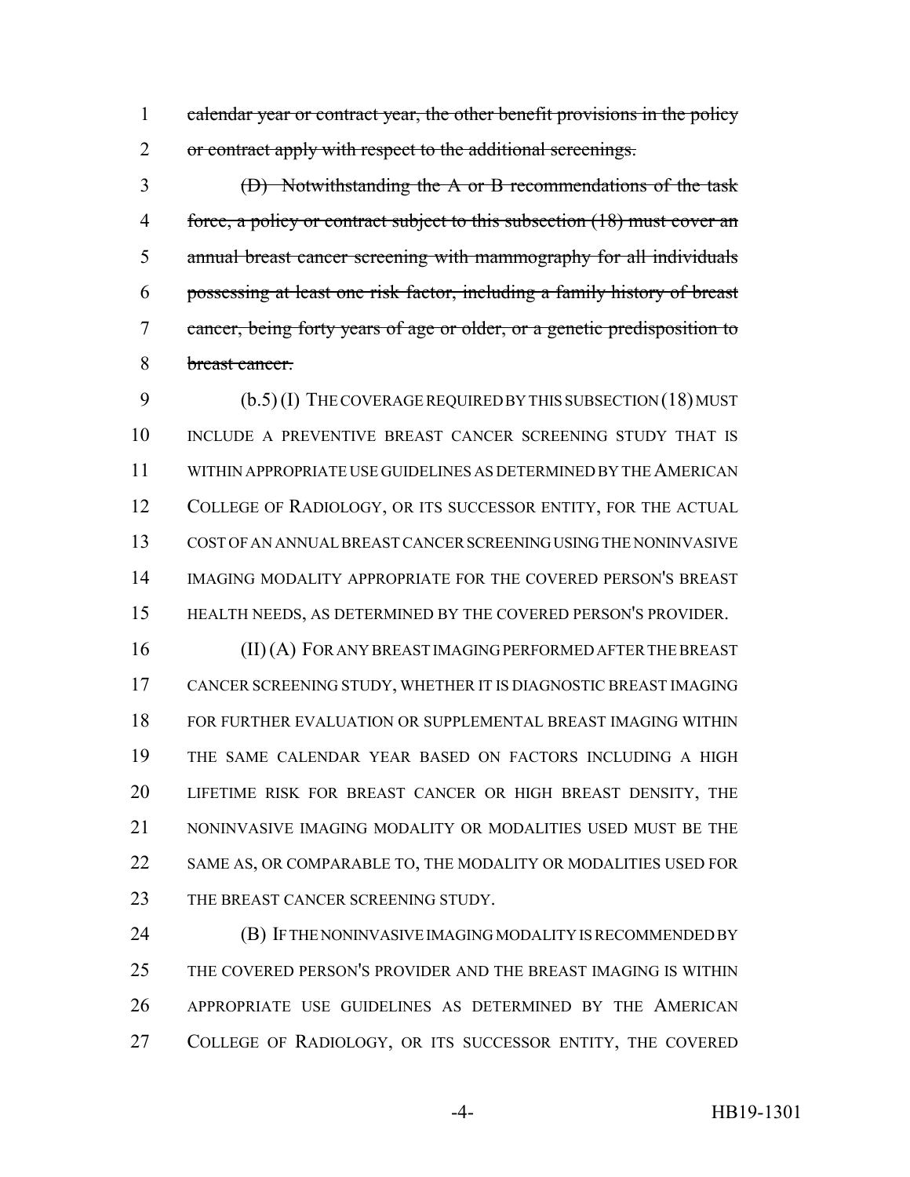~~calendar year or contract year, the other benefit provisions in the policy or contract apply with respect to the additional screenings.~~

~~(D) Notwithstanding the A or B recommendations of the task force, a policy or contract subject to this subsection (18) must cover an annual breast cancer screening with mammography for all individuals possessing at least one risk factor, including a family history of breast cancer, being forty years of age or older, or a genetic predisposition to breast cancer.~~

(b.5) (I) THE COVERAGE REQUIRED BY THIS SUBSECTION (18) MUST INCLUDE A PREVENTIVE BREAST CANCER SCREENING STUDY THAT IS WITHIN APPROPRIATE USE GUIDELINES AS DETERMINED BY THE AMERICAN COLLEGE OF RADIOLOGY, OR ITS SUCCESSOR ENTITY, FOR THE ACTUAL COST OF AN ANNUAL BREAST CANCER SCREENING USING THE NONINVASIVE IMAGING MODALITY APPROPRIATE FOR THE COVERED PERSON'S BREAST HEALTH NEEDS, AS DETERMINED BY THE COVERED PERSON'S PROVIDER.

(II) (A) FOR ANY BREAST IMAGING PERFORMED AFTER THE BREAST CANCER SCREENING STUDY, WHETHER IT IS DIAGNOSTIC BREAST IMAGING FOR FURTHER EVALUATION OR SUPPLEMENTAL BREAST IMAGING WITHIN THE SAME CALENDAR YEAR BASED ON FACTORS INCLUDING A HIGH LIFETIME RISK FOR BREAST CANCER OR HIGH BREAST DENSITY, THE NONINVASIVE IMAGING MODALITY OR MODALITIES USED MUST BE THE SAME AS, OR COMPARABLE TO, THE MODALITY OR MODALITIES USED FOR THE BREAST CANCER SCREENING STUDY.

(B) IF THE NONINVASIVE IMAGING MODALITY IS RECOMMENDED BY THE COVERED PERSON'S PROVIDER AND THE BREAST IMAGING IS WITHIN APPROPRIATE USE GUIDELINES AS DETERMINED BY THE AMERICAN COLLEGE OF RADIOLOGY, OR ITS SUCCESSOR ENTITY, THE COVERED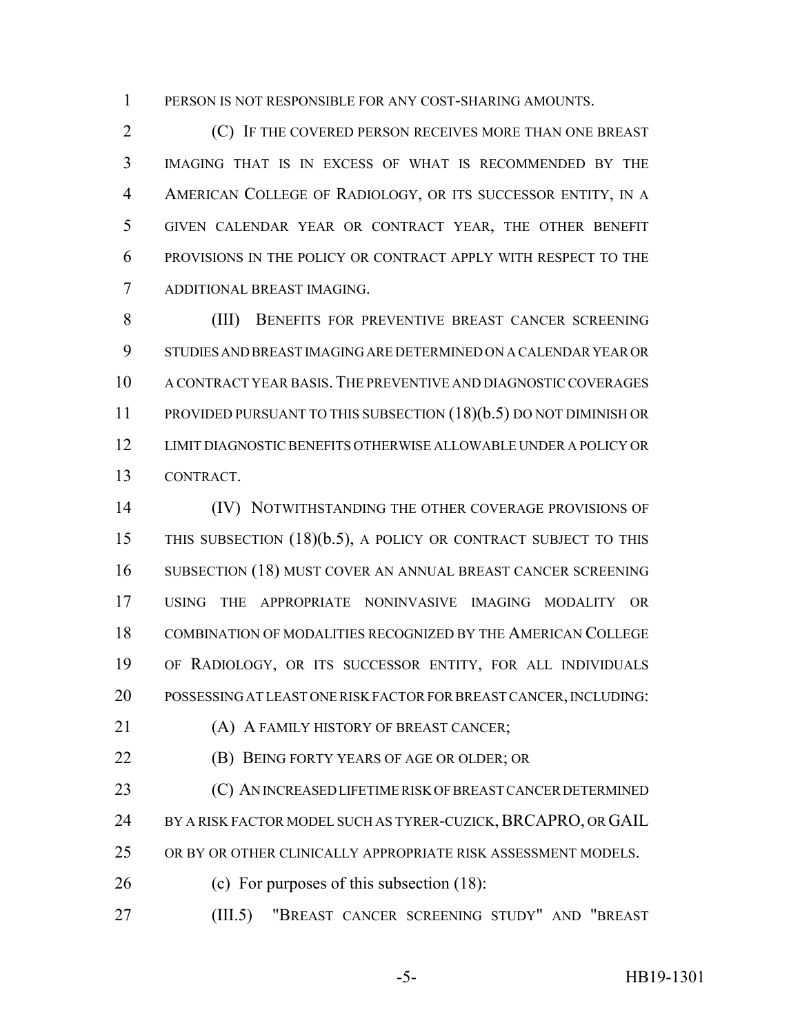PERSON IS NOT RESPONSIBLE FOR ANY COST-SHARING AMOUNTS.

(C) IF THE COVERED PERSON RECEIVES MORE THAN ONE BREAST IMAGING THAT IS IN EXCESS OF WHAT IS RECOMMENDED BY THE AMERICAN COLLEGE OF RADIOLOGY, OR ITS SUCCESSOR ENTITY, IN A GIVEN CALENDAR YEAR OR CONTRACT YEAR, THE OTHER BENEFIT PROVISIONS IN THE POLICY OR CONTRACT APPLY WITH RESPECT TO THE ADDITIONAL BREAST IMAGING.

(III) BENEFITS FOR PREVENTIVE BREAST CANCER SCREENING STUDIES AND BREAST IMAGING ARE DETERMINED ON A CALENDAR YEAR OR A CONTRACT YEAR BASIS. THE PREVENTIVE AND DIAGNOSTIC COVERAGES PROVIDED PURSUANT TO THIS SUBSECTION (18)(b.5) DO NOT DIMINISH OR LIMIT DIAGNOSTIC BENEFITS OTHERWISE ALLOWABLE UNDER A POLICY OR CONTRACT.

(IV) NOTWITHSTANDING THE OTHER COVERAGE PROVISIONS OF THIS SUBSECTION (18)(b.5), A POLICY OR CONTRACT SUBJECT TO THIS SUBSECTION (18) MUST COVER AN ANNUAL BREAST CANCER SCREENING USING THE APPROPRIATE NONINVASIVE IMAGING MODALITY OR COMBINATION OF MODALITIES RECOGNIZED BY THE AMERICAN COLLEGE OF RADIOLOGY, OR ITS SUCCESSOR ENTITY, FOR ALL INDIVIDUALS POSSESSING AT LEAST ONE RISK FACTOR FOR BREAST CANCER, INCLUDING:

(A) A FAMILY HISTORY OF BREAST CANCER;

(B) BEING FORTY YEARS OF AGE OR OLDER; OR

(C) AN INCREASED LIFETIME RISK OF BREAST CANCER DETERMINED BY A RISK FACTOR MODEL SUCH AS TYRER-CUZICK, BRCAPRO, OR GAIL OR BY OR OTHER CLINICALLY APPROPRIATE RISK ASSESSMENT MODELS.

(c) For purposes of this subsection (18):

(III.5) "BREAST CANCER SCREENING STUDY" AND "BREAST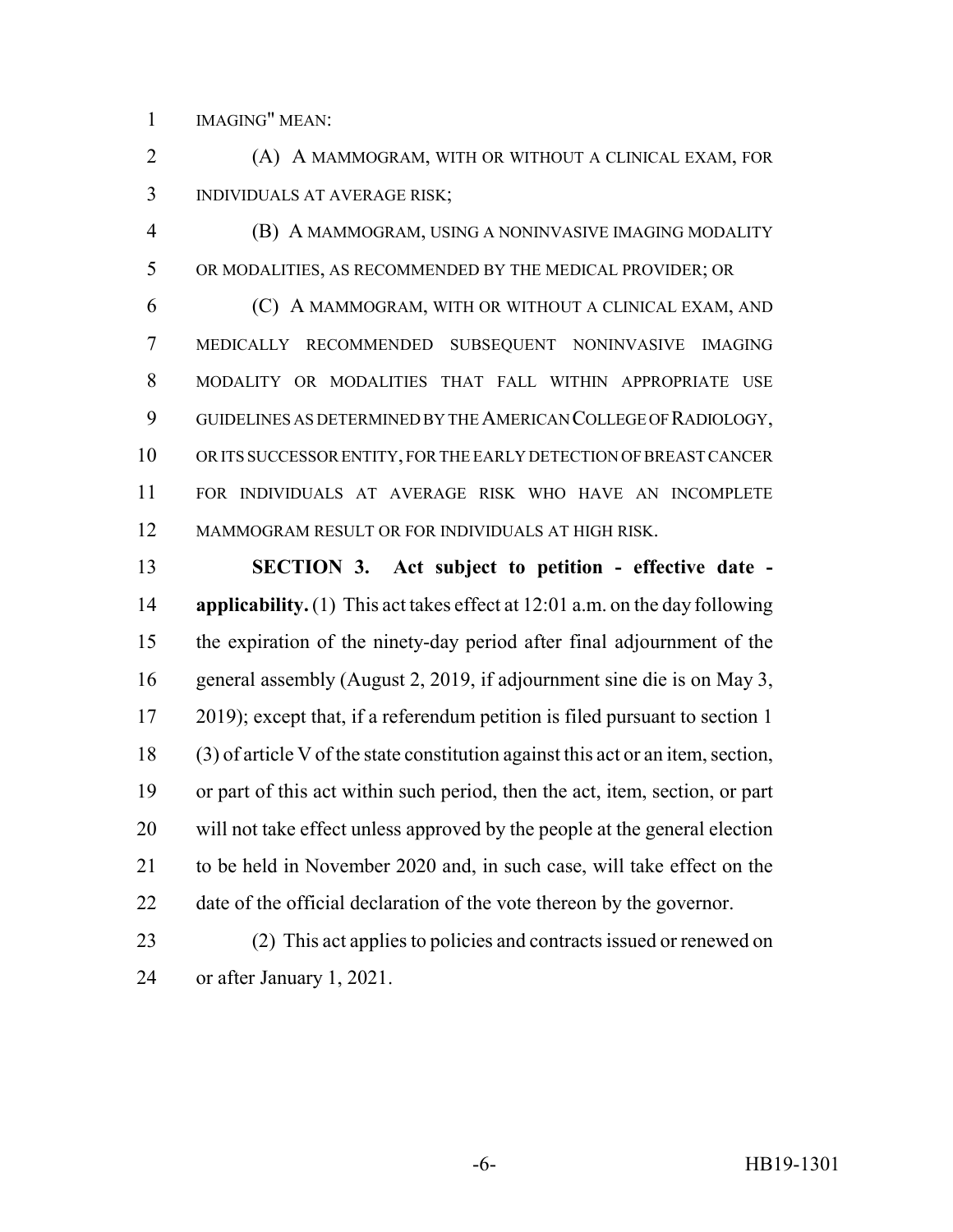IMAGING" MEAN:

(A) A MAMMOGRAM, WITH OR WITHOUT A CLINICAL EXAM, FOR INDIVIDUALS AT AVERAGE RISK;

(B) A MAMMOGRAM, USING A NONINVASIVE IMAGING MODALITY OR MODALITIES, AS RECOMMENDED BY THE MEDICAL PROVIDER; OR

(C) A MAMMOGRAM, WITH OR WITHOUT A CLINICAL EXAM, AND MEDICALLY RECOMMENDED SUBSEQUENT NONINVASIVE IMAGING MODALITY OR MODALITIES THAT FALL WITHIN APPROPRIATE USE GUIDELINES AS DETERMINED BY THE AMERICAN COLLEGE OF RADIOLOGY, OR ITS SUCCESSOR ENTITY, FOR THE EARLY DETECTION OF BREAST CANCER FOR INDIVIDUALS AT AVERAGE RISK WHO HAVE AN INCOMPLETE MAMMOGRAM RESULT OR FOR INDIVIDUALS AT HIGH RISK.

**SECTION 3. Act subject to petition - effective date - applicability.** (1) This act takes effect at 12:01 a.m. on the day following the expiration of the ninety-day period after final adjournment of the general assembly (August 2, 2019, if adjournment sine die is on May 3, 2019); except that, if a referendum petition is filed pursuant to section 1 (3) of article V of the state constitution against this act or an item, section, or part of this act within such period, then the act, item, section, or part will not take effect unless approved by the people at the general election to be held in November 2020 and, in such case, will take effect on the date of the official declaration of the vote thereon by the governor.

(2) This act applies to policies and contracts issued or renewed on or after January 1, 2021.